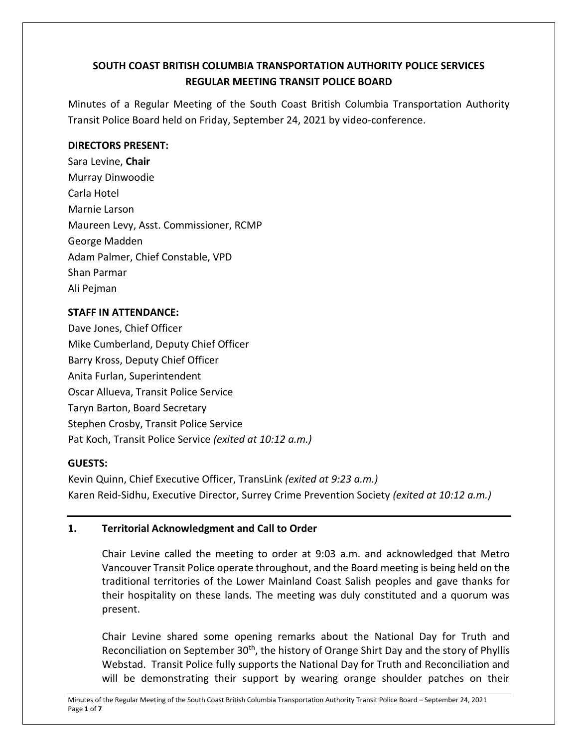# SOUTH COAST BRITISH COLUMBIA TRANSPORTATION AUTHORITY POLICE SERVICES
# REGULAR MEETING TRANSIT POLICE BOARD

Minutes of a Regular Meeting of the South Coast British Columbia Transportation Authority Transit Police Board held on Friday, September 24, 2021 by video-conference.

**DIRECTORS PRESENT:**

Sara Levine, **Chair**
Murray Dinwoodie
Carla Hotel
Marnie Larson
Maureen Levy, Asst. Commissioner, RCMP
George Madden
Adam Palmer, Chief Constable, VPD
Shan Parmar
Ali Pejman

**STAFF IN ATTENDANCE:**

Dave Jones, Chief Officer
Mike Cumberland, Deputy Chief Officer
Barry Kross, Deputy Chief Officer
Anita Furlan, Superintendent
Oscar Allueva, Transit Police Service
Taryn Barton, Board Secretary
Stephen Crosby, Transit Police Service
Pat Koch, Transit Police Service *(exited at 10:12 a.m.)*

**GUESTS:**

Kevin Quinn, Chief Executive Officer, TransLink *(exited at 9:23 a.m.)*
Karen Reid-Sidhu, Executive Director, Surrey Crime Prevention Society *(exited at 10:12 a.m.)*

---

## 1. Territorial Acknowledgment and Call to Order

Chair Levine called the meeting to order at 9:03 a.m. and acknowledged that Metro Vancouver Transit Police operate throughout, and the Board meeting is being held on the traditional territories of the Lower Mainland Coast Salish peoples and gave thanks for their hospitality on these lands. The meeting was duly constituted and a quorum was present.

Chair Levine shared some opening remarks about the National Day for Truth and Reconciliation on September 30th, the history of Orange Shirt Day and the story of Phyllis Webstad. Transit Police fully supports the National Day for Truth and Reconciliation and will be demonstrating their support by wearing orange shoulder patches on their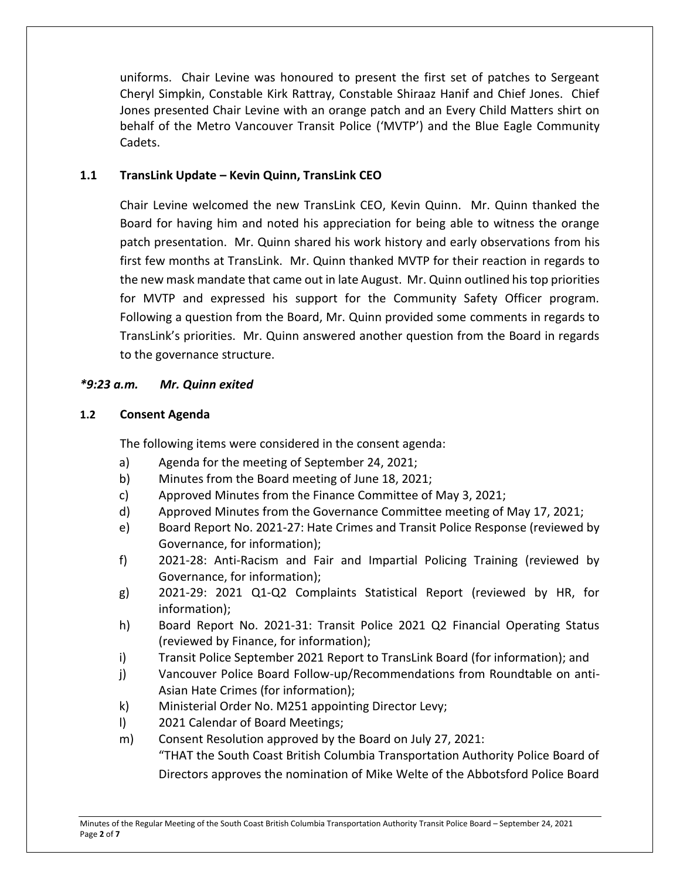uniforms. Chair Levine was honoured to present the first set of patches to Sergeant Cheryl Simpkin, Constable Kirk Rattray, Constable Shiraaz Hanif and Chief Jones. Chief Jones presented Chair Levine with an orange patch and an Every Child Matters shirt on behalf of the Metro Vancouver Transit Police ('MVTP') and the Blue Eagle Community Cadets.

### 1.1 TransLink Update – Kevin Quinn, TransLink CEO

Chair Levine welcomed the new TransLink CEO, Kevin Quinn. Mr. Quinn thanked the Board for having him and noted his appreciation for being able to witness the orange patch presentation. Mr. Quinn shared his work history and early observations from his first few months at TransLink. Mr. Quinn thanked MVTP for their reaction in regards to the new mask mandate that came out in late August. Mr. Quinn outlined his top priorities for MVTP and expressed his support for the Community Safety Officer program. Following a question from the Board, Mr. Quinn provided some comments in regards to TransLink's priorities. Mr. Quinn answered another question from the Board in regards to the governance structure.

***9:23 a.m. Mr. Quinn exited***

### 1.2 Consent Agenda

The following items were considered in the consent agenda:

a) Agenda for the meeting of September 24, 2021;
b) Minutes from the Board meeting of June 18, 2021;
c) Approved Minutes from the Finance Committee of May 3, 2021;
d) Approved Minutes from the Governance Committee meeting of May 17, 2021;
e) Board Report No. 2021-27: Hate Crimes and Transit Police Response (reviewed by Governance, for information);
f) 2021-28: Anti-Racism and Fair and Impartial Policing Training (reviewed by Governance, for information);
g) 2021-29: 2021 Q1-Q2 Complaints Statistical Report (reviewed by HR, for information);
h) Board Report No. 2021-31: Transit Police 2021 Q2 Financial Operating Status (reviewed by Finance, for information);
i) Transit Police September 2021 Report to TransLink Board (for information); and
j) Vancouver Police Board Follow-up/Recommendations from Roundtable on anti-Asian Hate Crimes (for information);
k) Ministerial Order No. M251 appointing Director Levy;
l) 2021 Calendar of Board Meetings;
m) Consent Resolution approved by the Board on July 27, 2021:
"THAT the South Coast British Columbia Transportation Authority Police Board of Directors approves the nomination of Mike Welte of the Abbotsford Police Board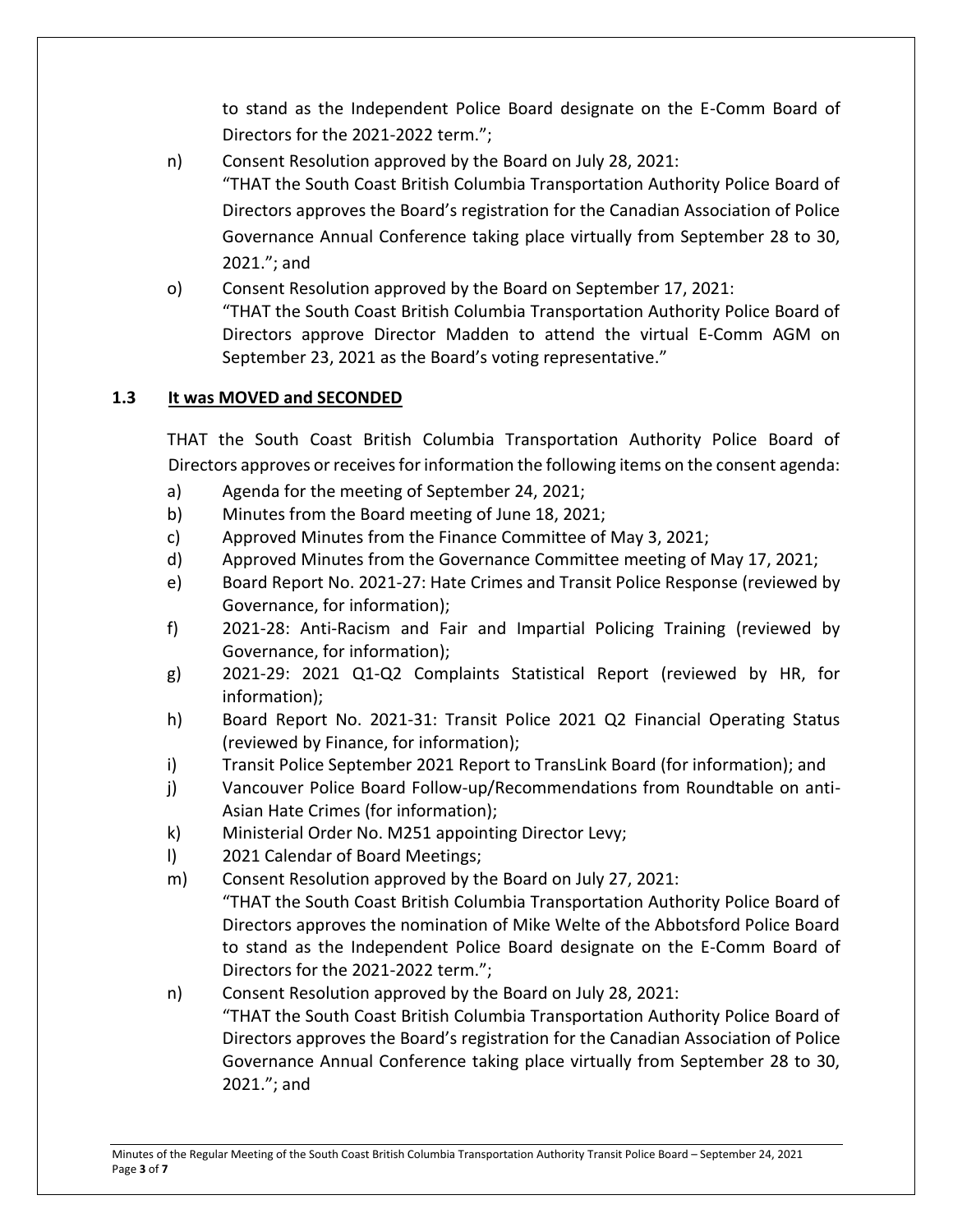to stand as the Independent Police Board designate on the E-Comm Board of Directors for the 2021-2022 term.";

n) Consent Resolution approved by the Board on July 28, 2021:
"THAT the South Coast British Columbia Transportation Authority Police Board of Directors approves the Board's registration for the Canadian Association of Police Governance Annual Conference taking place virtually from September 28 to 30, 2021."; and

o) Consent Resolution approved by the Board on September 17, 2021:
"THAT the South Coast British Columbia Transportation Authority Police Board of Directors approve Director Madden to attend the virtual E-Comm AGM on September 23, 2021 as the Board's voting representative."

### 1.3 It was MOVED and SECONDED

THAT the South Coast British Columbia Transportation Authority Police Board of Directors approves or receives for information the following items on the consent agenda:

a) Agenda for the meeting of September 24, 2021;

b) Minutes from the Board meeting of June 18, 2021;

c) Approved Minutes from the Finance Committee of May 3, 2021;

d) Approved Minutes from the Governance Committee meeting of May 17, 2021;

e) Board Report No. 2021-27: Hate Crimes and Transit Police Response (reviewed by Governance, for information);

f) 2021-28: Anti-Racism and Fair and Impartial Policing Training (reviewed by Governance, for information);

g) 2021-29: 2021 Q1-Q2 Complaints Statistical Report (reviewed by HR, for information);

h) Board Report No. 2021-31: Transit Police 2021 Q2 Financial Operating Status (reviewed by Finance, for information);

i) Transit Police September 2021 Report to TransLink Board (for information); and

j) Vancouver Police Board Follow-up/Recommendations from Roundtable on anti-Asian Hate Crimes (for information);

k) Ministerial Order No. M251 appointing Director Levy;

l) 2021 Calendar of Board Meetings;

m) Consent Resolution approved by the Board on July 27, 2021:
"THAT the South Coast British Columbia Transportation Authority Police Board of Directors approves the nomination of Mike Welte of the Abbotsford Police Board to stand as the Independent Police Board designate on the E-Comm Board of Directors for the 2021-2022 term.";

n) Consent Resolution approved by the Board on July 28, 2021:
"THAT the South Coast British Columbia Transportation Authority Police Board of Directors approves the Board's registration for the Canadian Association of Police Governance Annual Conference taking place virtually from September 28 to 30, 2021."; and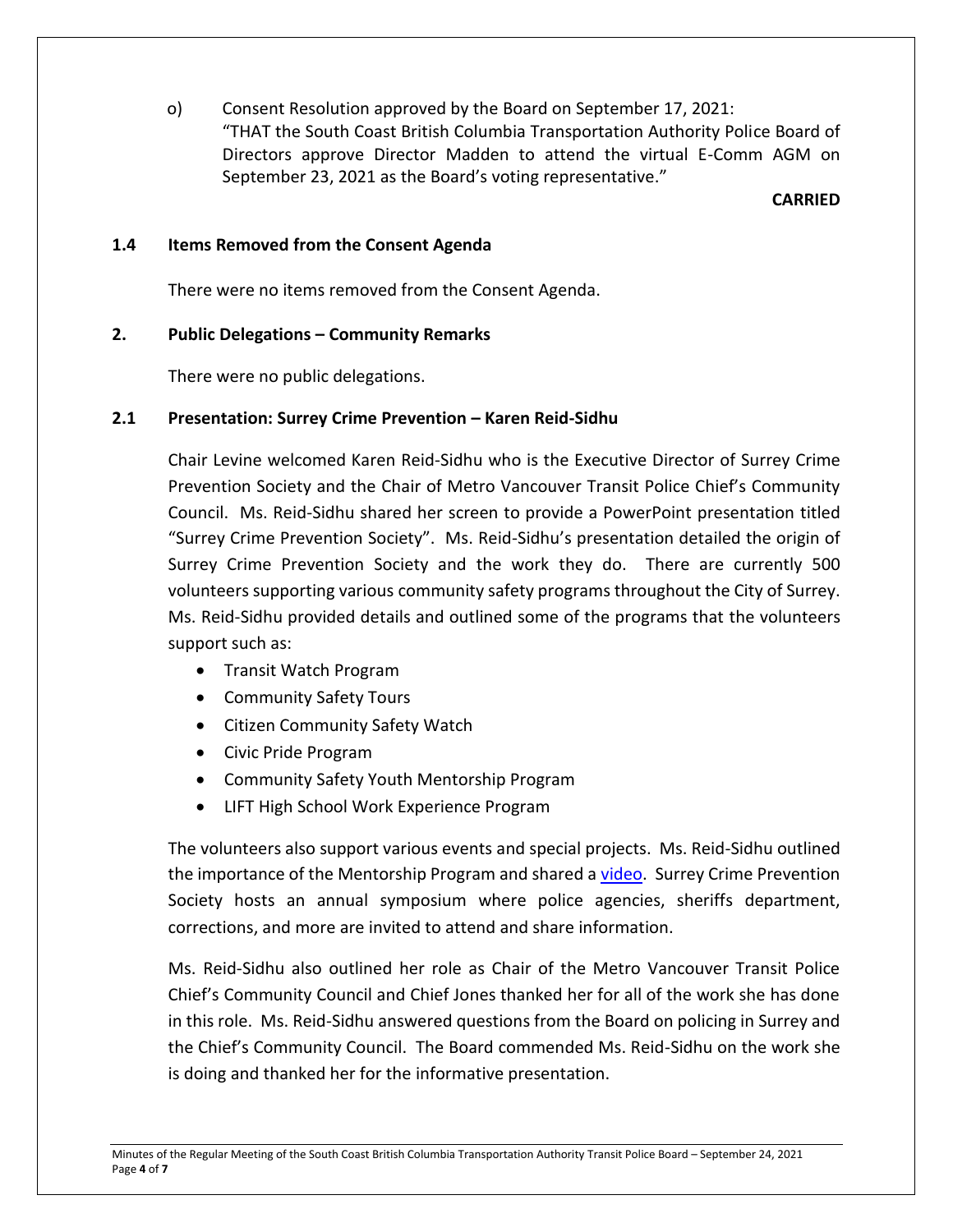o) Consent Resolution approved by the Board on September 17, 2021:
"THAT the South Coast British Columbia Transportation Authority Police Board of Directors approve Director Madden to attend the virtual E-Comm AGM on September 23, 2021 as the Board's voting representative."

**CARRIED**

### 1.4 Items Removed from the Consent Agenda

There were no items removed from the Consent Agenda.

### 2. Public Delegations – Community Remarks

There were no public delegations.

### 2.1 Presentation: Surrey Crime Prevention – Karen Reid-Sidhu

Chair Levine welcomed Karen Reid-Sidhu who is the Executive Director of Surrey Crime Prevention Society and the Chair of Metro Vancouver Transit Police Chief's Community Council. Ms. Reid-Sidhu shared her screen to provide a PowerPoint presentation titled "Surrey Crime Prevention Society". Ms. Reid-Sidhu's presentation detailed the origin of Surrey Crime Prevention Society and the work they do. There are currently 500 volunteers supporting various community safety programs throughout the City of Surrey. Ms. Reid-Sidhu provided details and outlined some of the programs that the volunteers support such as:

- Transit Watch Program
- Community Safety Tours
- Citizen Community Safety Watch
- Civic Pride Program
- Community Safety Youth Mentorship Program
- LIFT High School Work Experience Program

The volunteers also support various events and special projects. Ms. Reid-Sidhu outlined the importance of the Mentorship Program and shared a video. Surrey Crime Prevention Society hosts an annual symposium where police agencies, sheriffs department, corrections, and more are invited to attend and share information.

Ms. Reid-Sidhu also outlined her role as Chair of the Metro Vancouver Transit Police Chief's Community Council and Chief Jones thanked her for all of the work she has done in this role. Ms. Reid-Sidhu answered questions from the Board on policing in Surrey and the Chief's Community Council. The Board commended Ms. Reid-Sidhu on the work she is doing and thanked her for the informative presentation.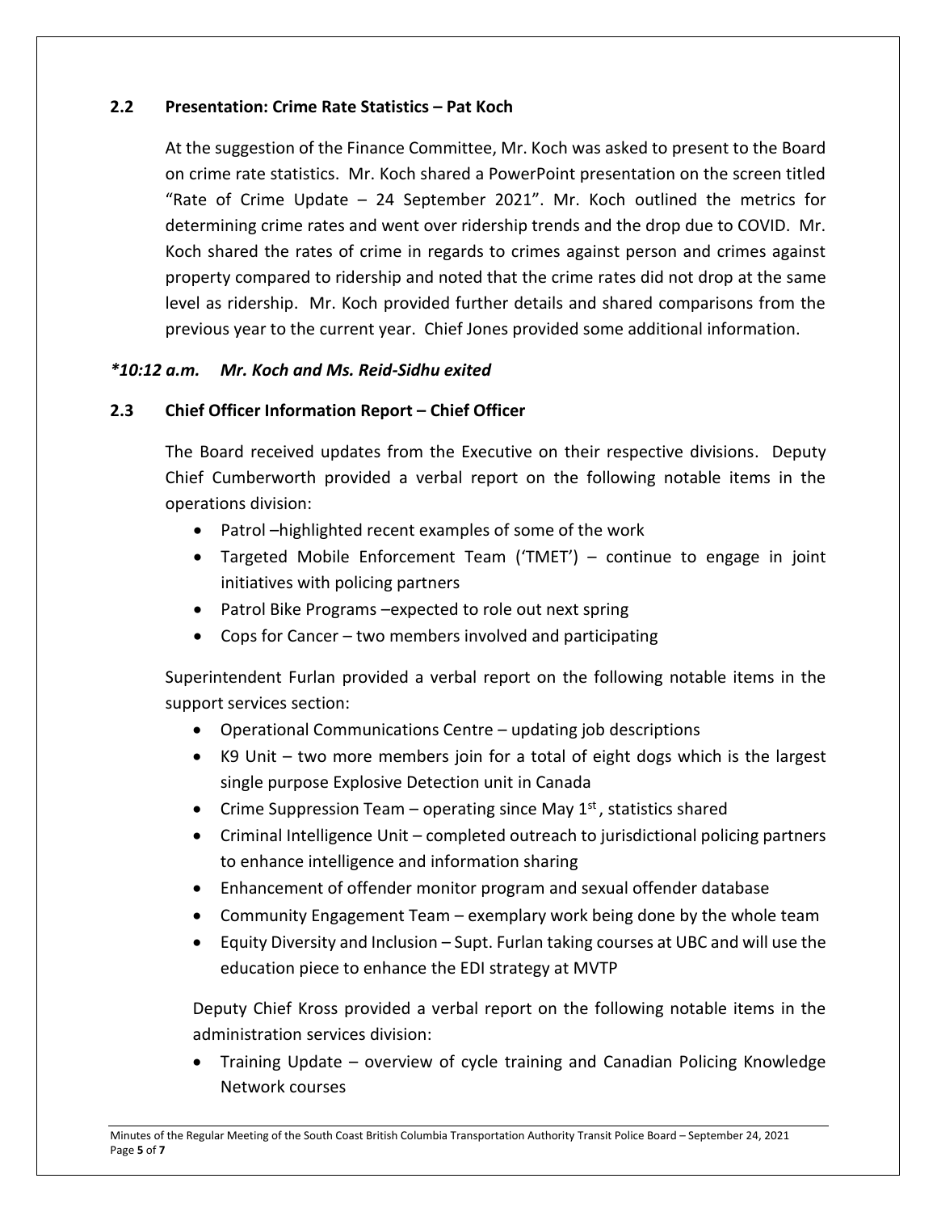### 2.2 Presentation: Crime Rate Statistics – Pat Koch

At the suggestion of the Finance Committee, Mr. Koch was asked to present to the Board on crime rate statistics. Mr. Koch shared a PowerPoint presentation on the screen titled "Rate of Crime Update – 24 September 2021". Mr. Koch outlined the metrics for determining crime rates and went over ridership trends and the drop due to COVID. Mr. Koch shared the rates of crime in regards to crimes against person and crimes against property compared to ridership and noted that the crime rates did not drop at the same level as ridership. Mr. Koch provided further details and shared comparisons from the previous year to the current year. Chief Jones provided some additional information.

***10:12 a.m. Mr. Koch and Ms. Reid-Sidhu exited***

### 2.3 Chief Officer Information Report – Chief Officer

The Board received updates from the Executive on their respective divisions. Deputy Chief Cumberworth provided a verbal report on the following notable items in the operations division:

- Patrol –highlighted recent examples of some of the work
- Targeted Mobile Enforcement Team ('TMET') – continue to engage in joint initiatives with policing partners
- Patrol Bike Programs –expected to role out next spring
- Cops for Cancer – two members involved and participating

Superintendent Furlan provided a verbal report on the following notable items in the support services section:

- Operational Communications Centre – updating job descriptions
- K9 Unit – two more members join for a total of eight dogs which is the largest single purpose Explosive Detection unit in Canada
- Crime Suppression Team – operating since May 1st, statistics shared
- Criminal Intelligence Unit – completed outreach to jurisdictional policing partners to enhance intelligence and information sharing
- Enhancement of offender monitor program and sexual offender database
- Community Engagement Team – exemplary work being done by the whole team
- Equity Diversity and Inclusion – Supt. Furlan taking courses at UBC and will use the education piece to enhance the EDI strategy at MVTP

Deputy Chief Kross provided a verbal report on the following notable items in the administration services division:

- Training Update – overview of cycle training and Canadian Policing Knowledge Network courses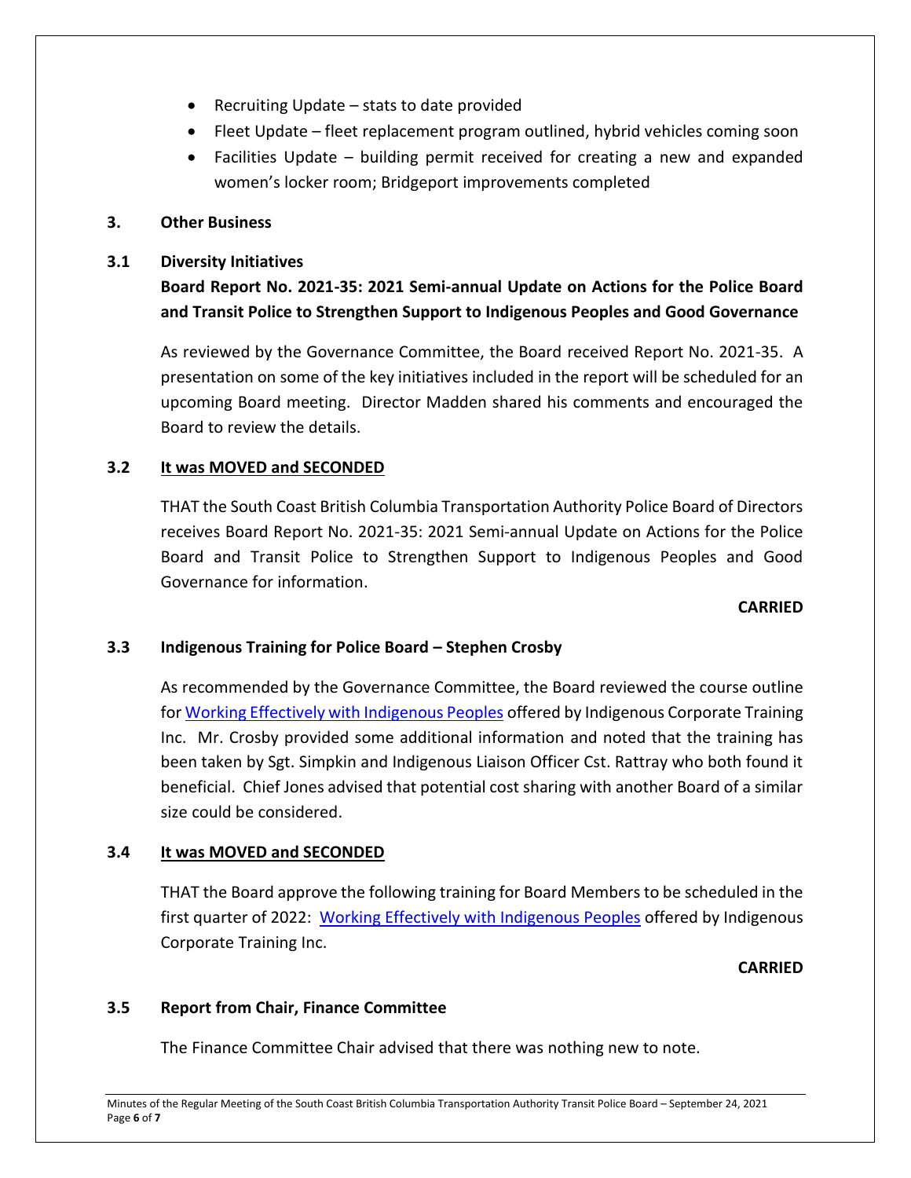- Recruiting Update – stats to date provided
- Fleet Update – fleet replacement program outlined, hybrid vehicles coming soon
- Facilities Update – building permit received for creating a new and expanded women's locker room; Bridgeport improvements completed

## 3. Other Business

### 3.1 Diversity Initiatives

**Board Report No. 2021-35: 2021 Semi-annual Update on Actions for the Police Board and Transit Police to Strengthen Support to Indigenous Peoples and Good Governance**

As reviewed by the Governance Committee, the Board received Report No. 2021-35. A presentation on some of the key initiatives included in the report will be scheduled for an upcoming Board meeting. Director Madden shared his comments and encouraged the Board to review the details.

### 3.2 It was MOVED and SECONDED

THAT the South Coast British Columbia Transportation Authority Police Board of Directors receives Board Report No. 2021-35: 2021 Semi-annual Update on Actions for the Police Board and Transit Police to Strengthen Support to Indigenous Peoples and Good Governance for information.

**CARRIED**

### 3.3 Indigenous Training for Police Board – Stephen Crosby

As recommended by the Governance Committee, the Board reviewed the course outline for Working Effectively with Indigenous Peoples offered by Indigenous Corporate Training Inc. Mr. Crosby provided some additional information and noted that the training has been taken by Sgt. Simpkin and Indigenous Liaison Officer Cst. Rattray who both found it beneficial. Chief Jones advised that potential cost sharing with another Board of a similar size could be considered.

### 3.4 It was MOVED and SECONDED

THAT the Board approve the following training for Board Members to be scheduled in the first quarter of 2022: Working Effectively with Indigenous Peoples offered by Indigenous Corporate Training Inc.

**CARRIED**

### 3.5 Report from Chair, Finance Committee

The Finance Committee Chair advised that there was nothing new to note.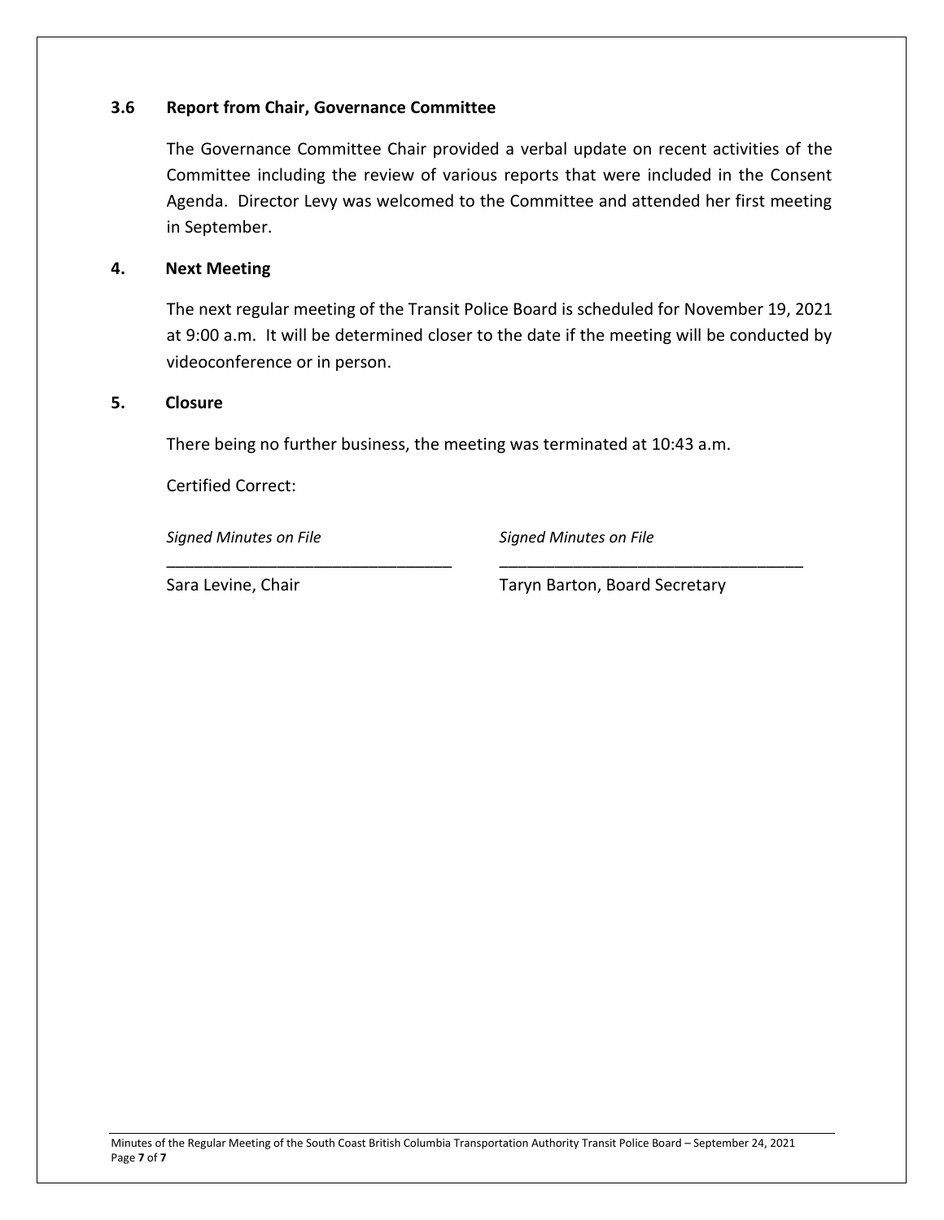### 3.6 Report from Chair, Governance Committee

The Governance Committee Chair provided a verbal update on recent activities of the Committee including the review of various reports that were included in the Consent Agenda. Director Levy was welcomed to the Committee and attended her first meeting in September.

## 4. Next Meeting

The next regular meeting of the Transit Police Board is scheduled for November 19, 2021 at 9:00 a.m. It will be determined closer to the date if the meeting will be conducted by videoconference or in person.

## 5. Closure

There being no further business, the meeting was terminated at 10:43 a.m.

Certified Correct:

| | |
|---|---|
| *Signed Minutes on File* | *Signed Minutes on File* |
| \_\_\_\_\_\_\_\_\_\_\_\_\_\_\_\_\_\_\_\_\_\_\_\_\_\_\_\_\_\_\_\_ | \_\_\_\_\_\_\_\_\_\_\_\_\_\_\_\_\_\_\_\_\_\_\_\_\_\_\_\_\_\_\_\_ |
| Sara Levine, Chair | Taryn Barton, Board Secretary |